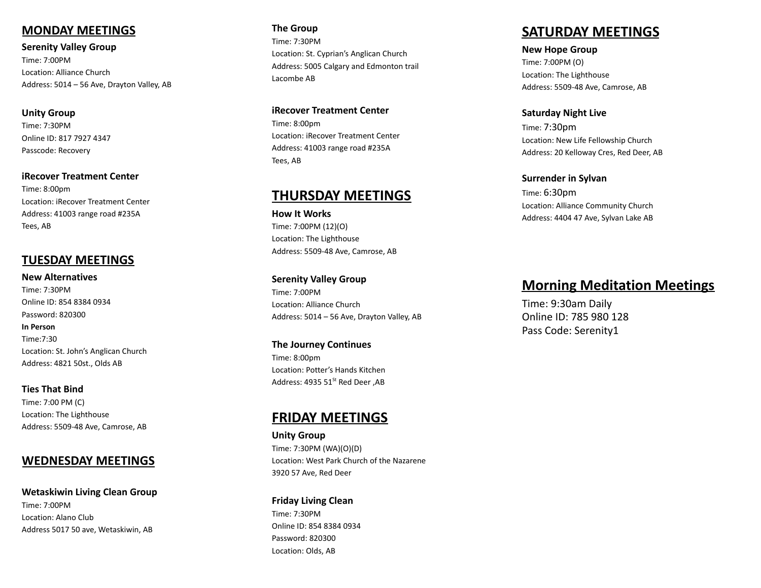## MONDAY MEETINGS

**Serenity Valley Group**
Time: 7:00PM
Location: Alliance Church
Address: 5014 – 56 Ave, Drayton Valley, AB

**Unity Group**
Time: 7:30PM
Online ID: 817 7927 4347
Passcode: Recovery

**iRecover Treatment Center**
Time: 8:00pm
Location: iRecover Treatment Center
Address: 41003 range road #235A
Tees, AB

## TUESDAY MEETINGS

**New Alternatives**
Time: 7:30PM
Online ID: 854 8384 0934
Password: 820300
**In Person**
Time:7:30
Location: St. John's Anglican Church
Address: 4821 50st., Olds AB

**Ties That Bind**
Time: 7:00 PM (C)
Location: The Lighthouse
Address: 5509-48 Ave, Camrose, AB

## WEDNESDAY MEETINGS

**Wetaskiwin Living Clean Group**
Time: 7:00PM
Location: Alano Club
Address 5017 50 ave, Wetaskiwin, AB

**The Group**
Time: 7:30PM
Location: St. Cyprian's Anglican Church
Address: 5005 Calgary and Edmonton trail
Lacombe AB

**iRecover Treatment Center**
Time: 8:00pm
Location: iRecover Treatment Center
Address: 41003 range road #235A
Tees, AB

## THURSDAY MEETINGS

**How It Works**
Time: 7:00PM (12)(O)
Location: The Lighthouse
Address: 5509-48 Ave, Camrose, AB

**Serenity Valley Group**
Time: 7:00PM
Location: Alliance Church
Address: 5014 – 56 Ave, Drayton Valley, AB

**The Journey Continues**
Time: 8:00pm
Location: Potter's Hands Kitchen
Address: 4935 51st Red Deer ,AB

## FRIDAY MEETINGS

**Unity Group**
Time: 7:30PM (WA)(O)(D)
Location: West Park Church of the Nazarene
3920 57 Ave, Red Deer

**Friday Living Clean**
Time: 7:30PM
Online ID: 854 8384 0934
Password: 820300
Location: Olds, AB

## SATURDAY MEETINGS

**New Hope Group**
Time: 7:00PM (O)
Location: The Lighthouse
Address: 5509-48 Ave, Camrose, AB

**Saturday Night Live**
Time: 7:30pm
Location: New Life Fellowship Church
Address: 20 Kelloway Cres, Red Deer, AB

**Surrender in Sylvan**
Time: 6:30pm
Location: Alliance Community Church
Address: 4404 47 Ave, Sylvan Lake AB

## Morning Meditation Meetings

Time: 9:30am Daily
Online ID: 785 980 128
Pass Code: Serenity1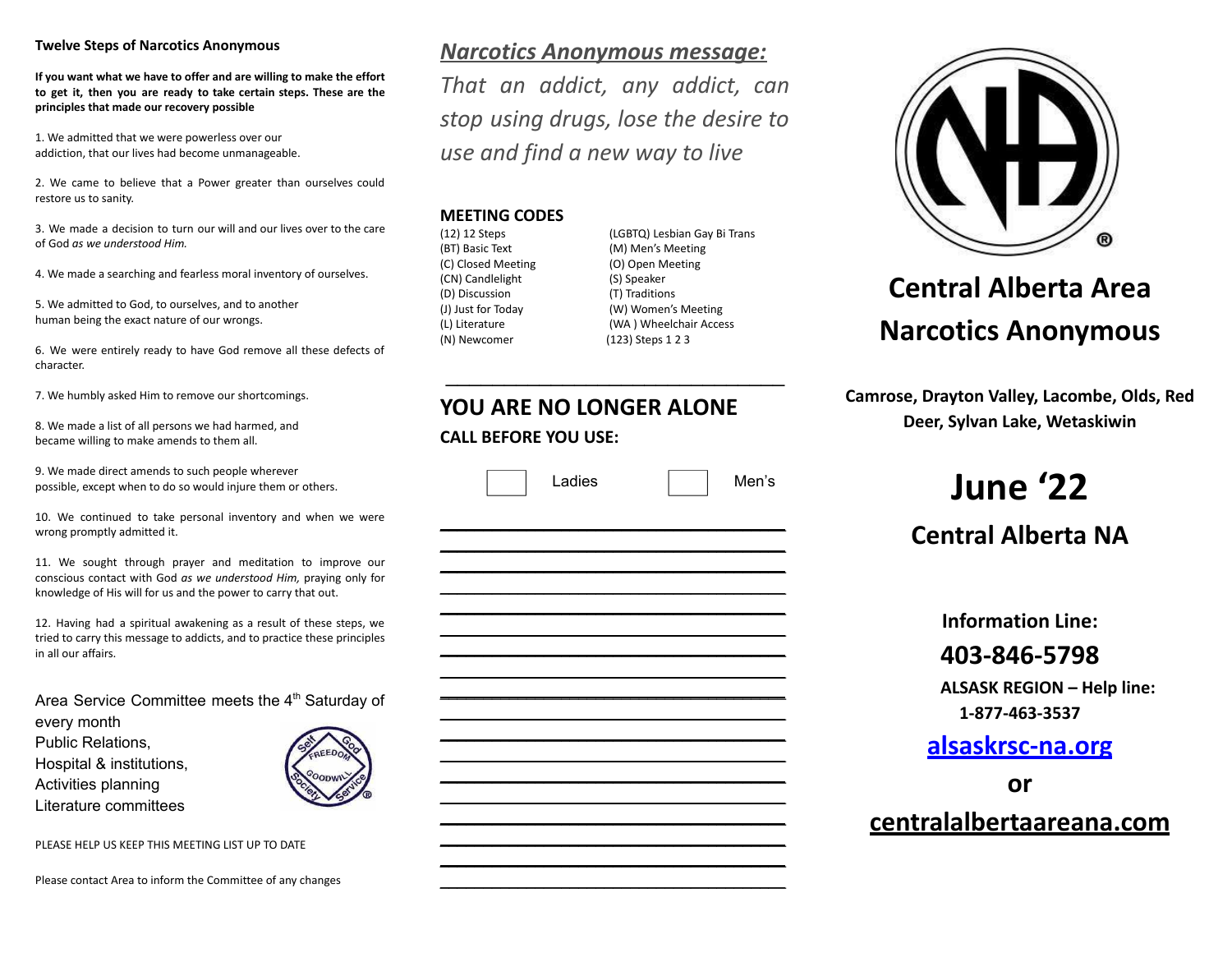**Twelve Steps of Narcotics Anonymous**

**If you want what we have to offer and are willing to make the effort to get it, then you are ready to take certain steps. These are the principles that made our recovery possible**

1. We admitted that we were powerless over our addiction, that our lives had become unmanageable.

2. We came to believe that a Power greater than ourselves could restore us to sanity.

3. We made a decision to turn our will and our lives over to the care of God *as we understood Him.*

4. We made a searching and fearless moral inventory of ourselves.

5. We admitted to God, to ourselves, and to another human being the exact nature of our wrongs.

6. We were entirely ready to have God remove all these defects of character.

7. We humbly asked Him to remove our shortcomings.

8. We made a list of all persons we had harmed, and became willing to make amends to them all.

9. We made direct amends to such people wherever possible, except when to do so would injure them or others.

10. We continued to take personal inventory and when we were wrong promptly admitted it.

11. We sought through prayer and meditation to improve our conscious contact with God *as we understood Him,* praying only for knowledge of His will for us and the power to carry that out.

12. Having had a spiritual awakening as a result of these steps, we tried to carry this message to addicts, and to practice these principles in all our affairs.

Area Service Committee meets the 4th Saturday of every month

Public Relations,
Hospital & institutions,
Activities planning
Literature committees

PLEASE HELP US KEEP THIS MEETING LIST UP TO DATE

Please contact Area to inform the Committee of any changes

***Narcotics Anonymous message:***

*That an addict, any addict, can stop using drugs, lose the desire to use and find a new way to live*

**MEETING CODES**

| | |
|---|---|
| (12) 12 Steps | (LGBTQ) Lesbian Gay Bi Trans |
| (BT) Basic Text | (M) Men's Meeting |
| (C) Closed Meeting | (O) Open Meeting |
| (CN) Candlelight | (S) Speaker |
| (D) Discussion | (T) Traditions |
| (J) Just for Today | (W) Women's Meeting |
| (L) Literature | (WA ) Wheelchair Access |
| (N) Newcomer | (123) Steps 1 2 3 |

## YOU ARE NO LONGER ALONE

**CALL BEFORE YOU USE:**

☐ Ladies ☐ Men's

# Central Alberta Area Narcotics Anonymous

**Camrose, Drayton Valley, Lacombe, Olds, Red Deer, Sylvan Lake, Wetaskiwin**

# June '22

## Central Alberta NA

**Information Line:**

**403-846-5798**

**ALSASK REGION – Help line:**

**1-877-463-3537**

**alsaskrsc-na.org**

**or**

**centralalbertaareana.com**